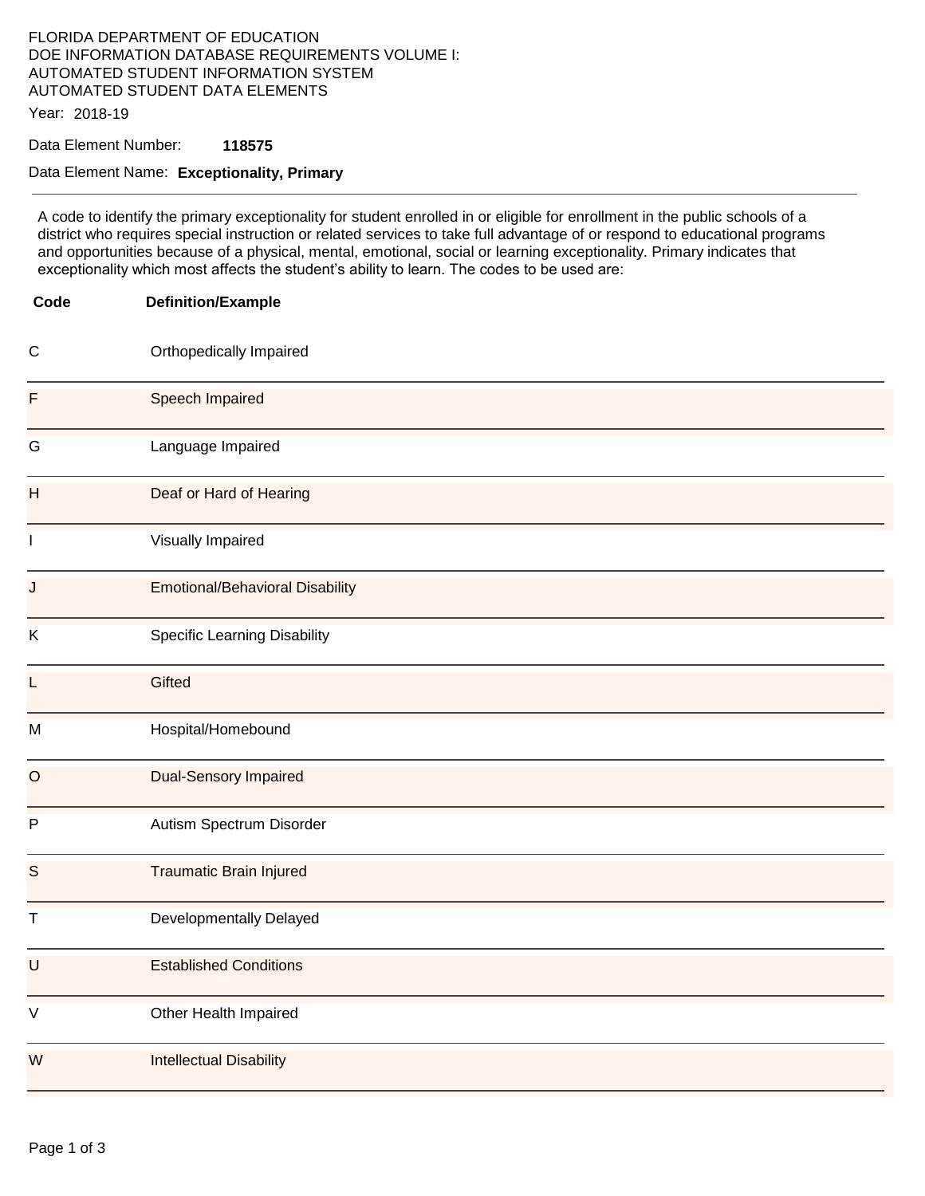FLORIDA DEPARTMENT OF EDUCATION
DOE INFORMATION DATABASE REQUIREMENTS VOLUME I:
AUTOMATED STUDENT INFORMATION SYSTEM
AUTOMATED STUDENT DATA ELEMENTS

Year: 2018-19

Data Element Number: **118575**

Data Element Name: **Exceptionality, Primary**

---

A code to identify the primary exceptionality for student enrolled in or eligible for enrollment in the public schools of a district who requires special instruction or related services to take full advantage of or respond to educational programs and opportunities because of a physical, mental, emotional, social or learning exceptionality. Primary indicates that exceptionality which most affects the student's ability to learn. The codes to be used are:

| Code | Definition/Example |
|---|---|
| C | Orthopedically Impaired |
| F | Speech Impaired |
| G | Language Impaired |
| H | Deaf or Hard of Hearing |
| I | Visually Impaired |
| J | Emotional/Behavioral Disability |
| K | Specific Learning Disability |
| L | Gifted |
| M | Hospital/Homebound |
| O | Dual-Sensory Impaired |
| P | Autism Spectrum Disorder |
| S | Traumatic Brain Injured |
| T | Developmentally Delayed |
| U | Established Conditions |
| V | Other Health Impaired |
| W | Intellectual Disability |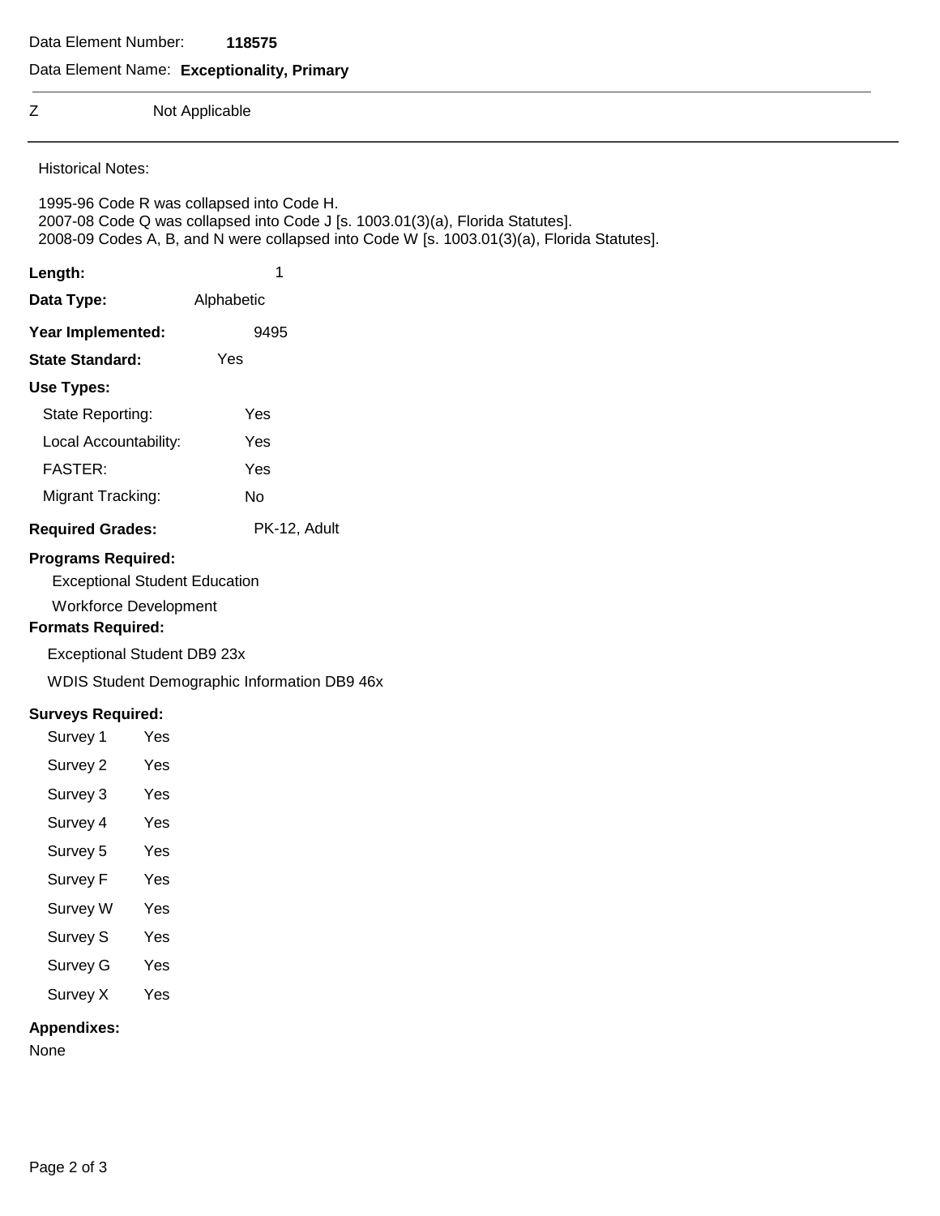Data Element Number: **118575**

Data Element Name: **Exceptionality, Primary**

| | |
|---|---|
| Z | Not Applicable |

Historical Notes:

1995-96 Code R was collapsed into Code H.
2007-08 Code Q was collapsed into Code J [s. 1003.01(3)(a), Florida Statutes].
2008-09 Codes A, B, and N were collapsed into Code W [s. 1003.01(3)(a), Florida Statutes].

**Length:** 1

**Data Type:** Alphabetic

**Year Implemented:** 9495

**State Standard:** Yes

**Use Types:**

State Reporting: Yes

Local Accountability: Yes

FASTER: Yes

Migrant Tracking: No

**Required Grades:** PK-12, Adult

**Programs Required:**

Exceptional Student Education

Workforce Development

**Formats Required:**

Exceptional Student DB9 23x

WDIS Student Demographic Information DB9 46x

**Surveys Required:**

| | |
|---|---|
| Survey 1 | Yes |
| Survey 2 | Yes |
| Survey 3 | Yes |
| Survey 4 | Yes |
| Survey 5 | Yes |
| Survey F | Yes |
| Survey W | Yes |
| Survey S | Yes |
| Survey G | Yes |
| Survey X | Yes |

**Appendixes:**

None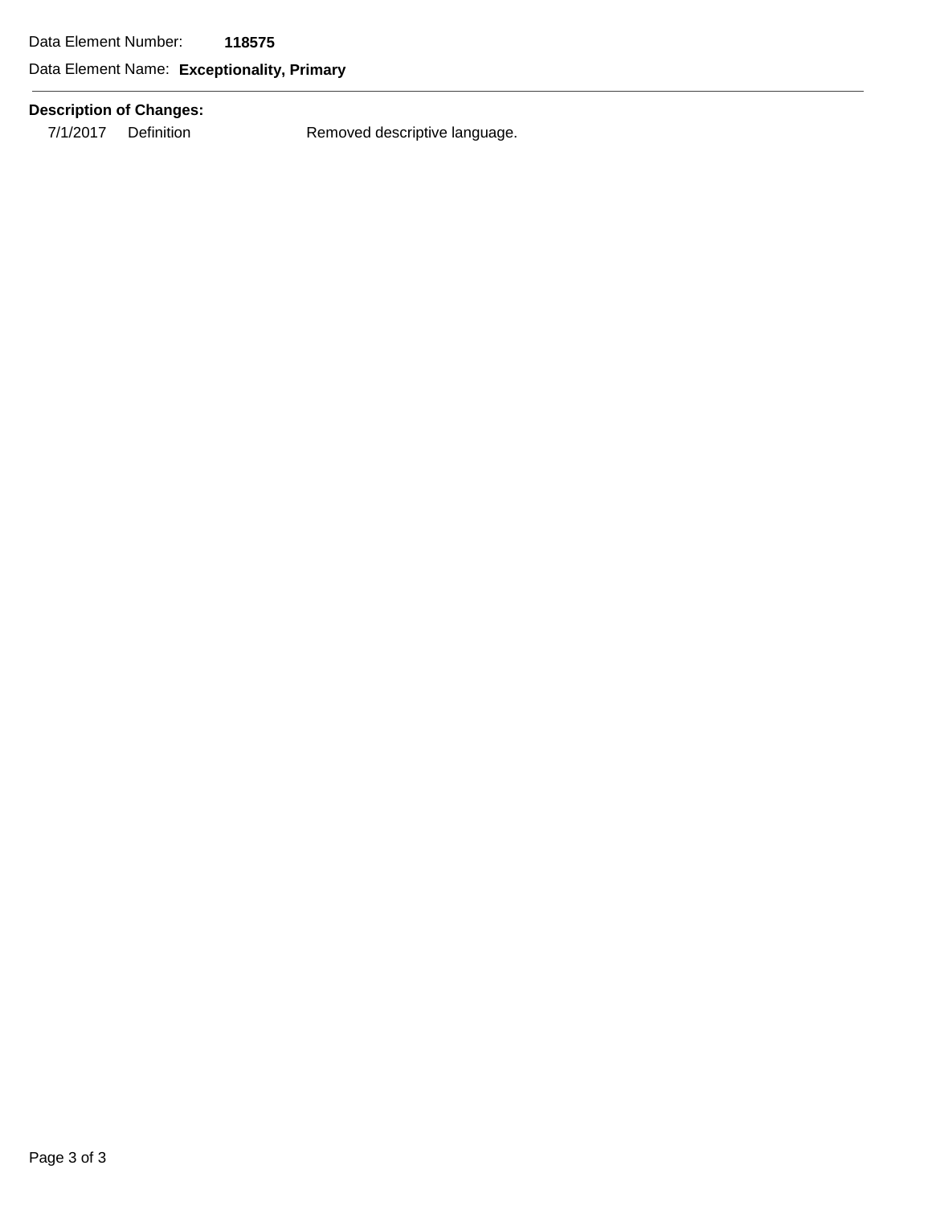Data Element Number: **118575**

Data Element Name: **Exceptionality, Primary**

---

**Description of Changes:**

| | | |
|---|---|---|
| 7/1/2017 | Definition | Removed descriptive language. |